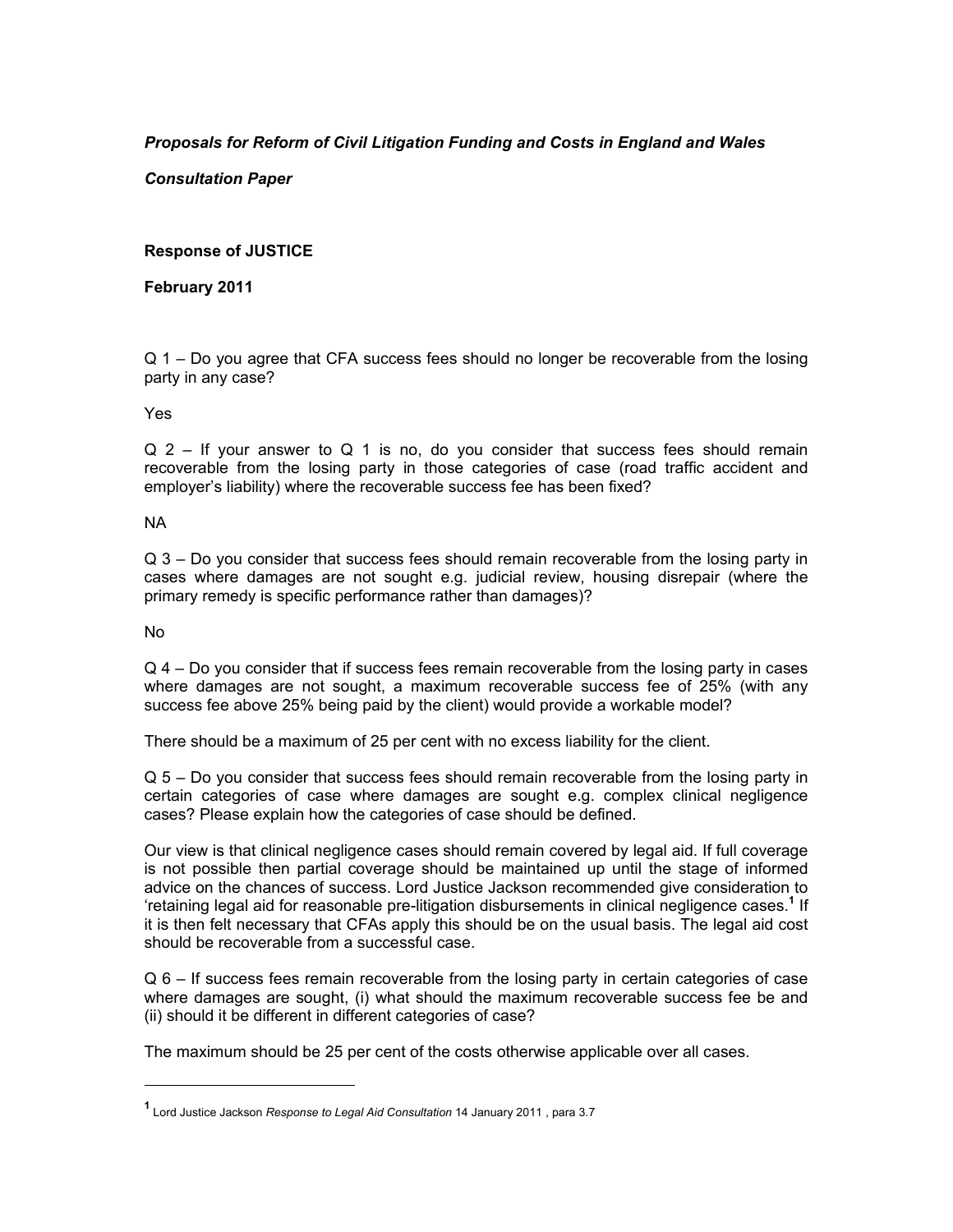***Proposals for Reform of Civil Litigation Funding and Costs in England and Wales***

***Consultation Paper***

**Response of JUSTICE**

**February 2011**

Q 1 – Do you agree that CFA success fees should no longer be recoverable from the losing party in any case?

Yes

Q 2 – If your answer to Q 1 is no, do you consider that success fees should remain recoverable from the losing party in those categories of case (road traffic accident and employer's liability) where the recoverable success fee has been fixed?

NA

Q 3 – Do you consider that success fees should remain recoverable from the losing party in cases where damages are not sought e.g. judicial review, housing disrepair (where the primary remedy is specific performance rather than damages)?

No

Q 4 – Do you consider that if success fees remain recoverable from the losing party in cases where damages are not sought, a maximum recoverable success fee of 25% (with any success fee above 25% being paid by the client) would provide a workable model?

There should be a maximum of 25 per cent with no excess liability for the client.

Q 5 – Do you consider that success fees should remain recoverable from the losing party in certain categories of case where damages are sought e.g. complex clinical negligence cases? Please explain how the categories of case should be defined.

Our view is that clinical negligence cases should remain covered by legal aid. If full coverage is not possible then partial coverage should be maintained up until the stage of informed advice on the chances of success. Lord Justice Jackson recommended give consideration to 'retaining legal aid for reasonable pre-litigation disbursements in clinical negligence cases.[1] If it is then felt necessary that CFAs apply this should be on the usual basis. The legal aid cost should be recoverable from a successful case.

Q 6 – If success fees remain recoverable from the losing party in certain categories of case where damages are sought, (i) what should the maximum recoverable success fee be and (ii) should it be different in different categories of case?

The maximum should be 25 per cent of the costs otherwise applicable over all cases.

---

[1] Lord Justice Jackson *Response to Legal Aid Consultation* 14 January 2011 , para 3.7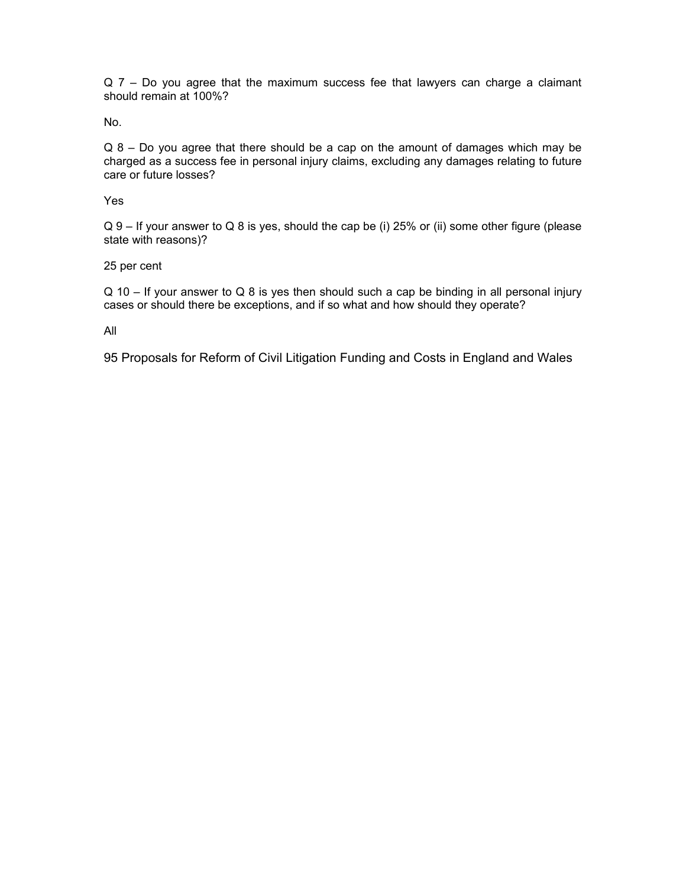Q 7 – Do you agree that the maximum success fee that lawyers can charge a claimant should remain at 100%?

No.

Q 8 – Do you agree that there should be a cap on the amount of damages which may be charged as a success fee in personal injury claims, excluding any damages relating to future care or future losses?

Yes

Q 9 – If your answer to Q 8 is yes, should the cap be (i) 25% or (ii) some other figure (please state with reasons)?

25 per cent

Q 10 – If your answer to Q 8 is yes then should such a cap be binding in all personal injury cases or should there be exceptions, and if so what and how should they operate?

All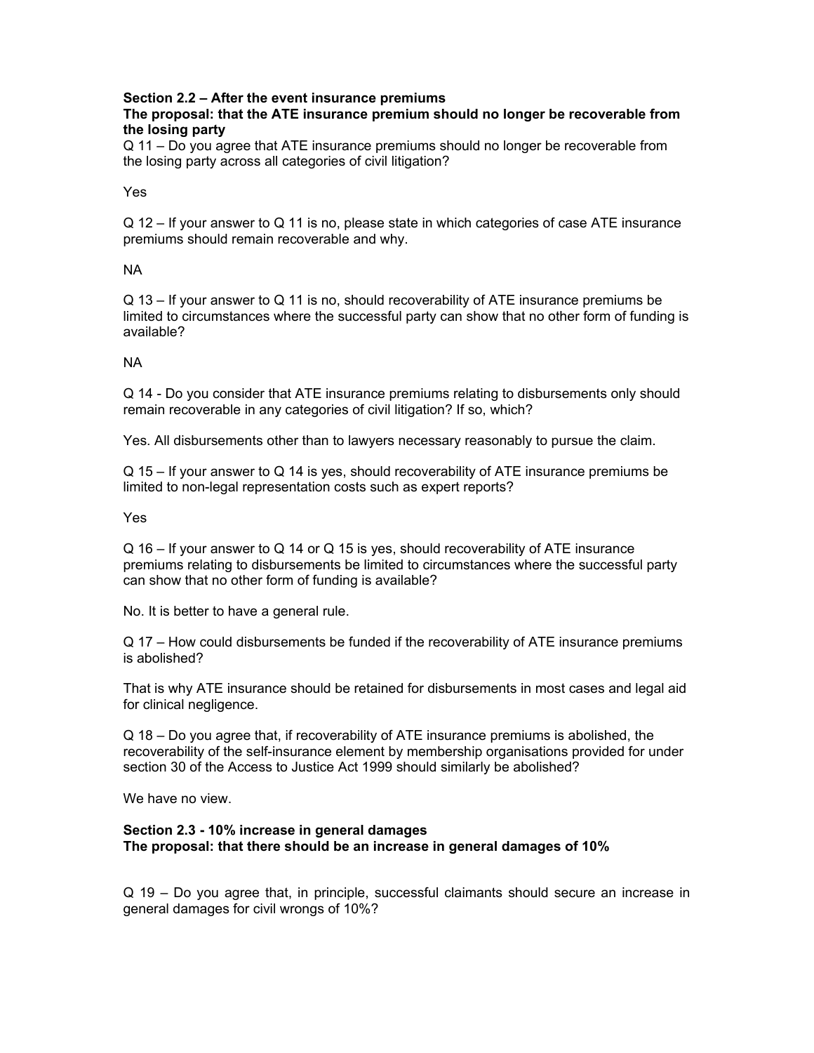**Section 2.2 – After the event insurance premiums**

**The proposal: that the ATE insurance premium should no longer be recoverable from the losing party**

Q 11 – Do you agree that ATE insurance premiums should no longer be recoverable from the losing party across all categories of civil litigation?

Yes

Q 12 – If your answer to Q 11 is no, please state in which categories of case ATE insurance premiums should remain recoverable and why.

NA

Q 13 – If your answer to Q 11 is no, should recoverability of ATE insurance premiums be limited to circumstances where the successful party can show that no other form of funding is available?

NA

Q 14 - Do you consider that ATE insurance premiums relating to disbursements only should remain recoverable in any categories of civil litigation? If so, which?

Yes. All disbursements other than to lawyers necessary reasonably to pursue the claim.

Q 15 – If your answer to Q 14 is yes, should recoverability of ATE insurance premiums be limited to non-legal representation costs such as expert reports?

Yes

Q 16 – If your answer to Q 14 or Q 15 is yes, should recoverability of ATE insurance premiums relating to disbursements be limited to circumstances where the successful party can show that no other form of funding is available?

No. It is better to have a general rule.

Q 17 – How could disbursements be funded if the recoverability of ATE insurance premiums is abolished?

That is why ATE insurance should be retained for disbursements in most cases and legal aid for clinical negligence.

Q 18 – Do you agree that, if recoverability of ATE insurance premiums is abolished, the recoverability of the self-insurance element by membership organisations provided for under section 30 of the Access to Justice Act 1999 should similarly be abolished?

We have no view.

**Section 2.3 - 10% increase in general damages**

**The proposal: that there should be an increase in general damages of 10%**

Q 19 – Do you agree that, in principle, successful claimants should secure an increase in general damages for civil wrongs of 10%?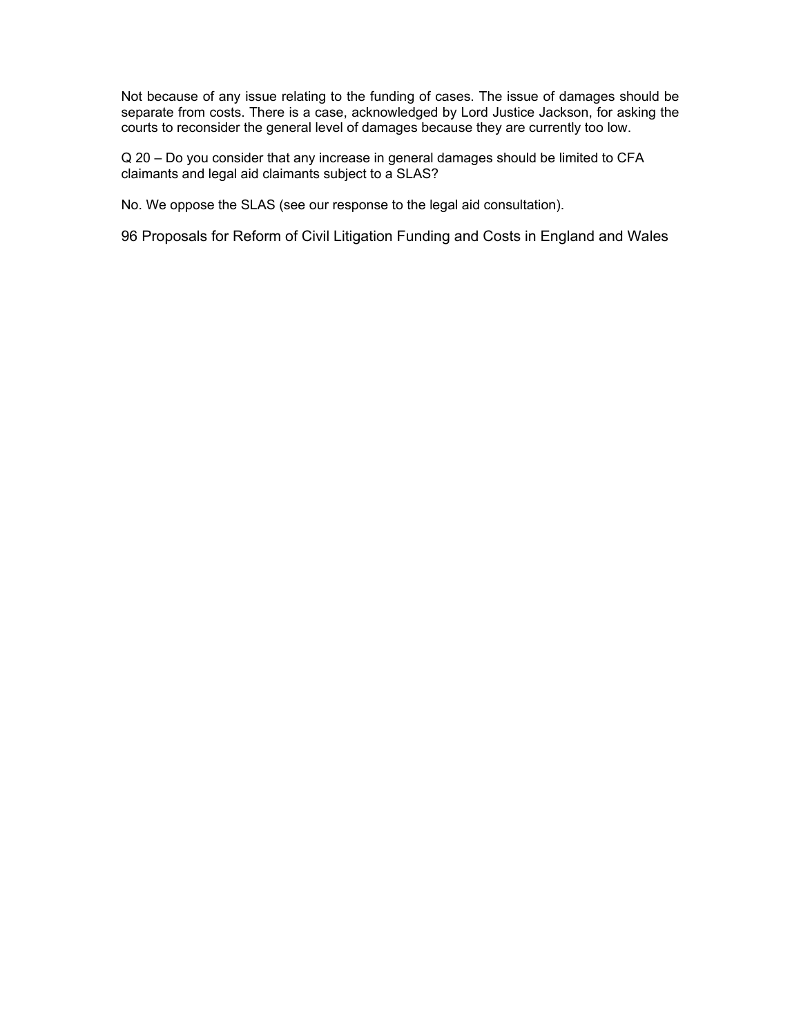Not because of any issue relating to the funding of cases. The issue of damages should be separate from costs. There is a case, acknowledged by Lord Justice Jackson, for asking the courts to reconsider the general level of damages because they are currently too low.

Q 20 – Do you consider that any increase in general damages should be limited to CFA claimants and legal aid claimants subject to a SLAS?

No. We oppose the SLAS (see our response to the legal aid consultation).

96 Proposals for Reform of Civil Litigation Funding and Costs in England and Wales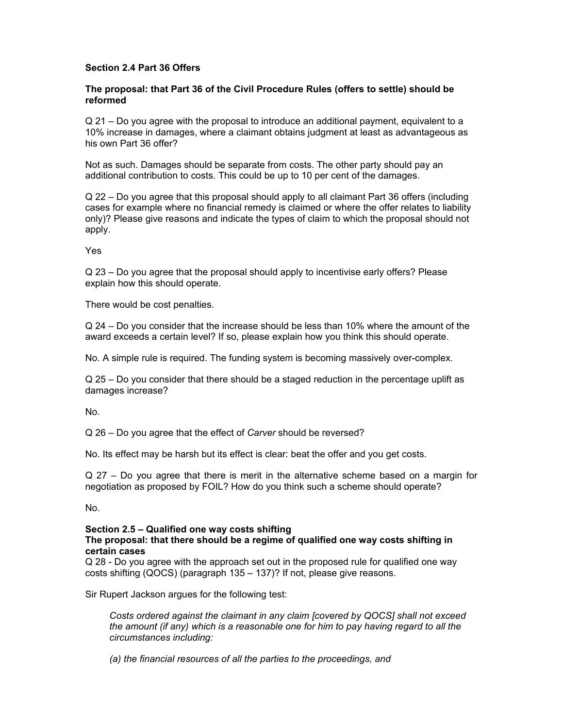**Section 2.4 Part 36 Offers**

**The proposal: that Part 36 of the Civil Procedure Rules (offers to settle) should be reformed**

Q 21 – Do you agree with the proposal to introduce an additional payment, equivalent to a 10% increase in damages, where a claimant obtains judgment at least as advantageous as his own Part 36 offer?

Not as such. Damages should be separate from costs. The other party should pay an additional contribution to costs. This could be up to 10 per cent of the damages.

Q 22 – Do you agree that this proposal should apply to all claimant Part 36 offers (including cases for example where no financial remedy is claimed or where the offer relates to liability only)? Please give reasons and indicate the types of claim to which the proposal should not apply.

Yes

Q 23 – Do you agree that the proposal should apply to incentivise early offers? Please explain how this should operate.

There would be cost penalties.

Q 24 – Do you consider that the increase should be less than 10% where the amount of the award exceeds a certain level? If so, please explain how you think this should operate.

No. A simple rule is required. The funding system is becoming massively over-complex.

Q 25 – Do you consider that there should be a staged reduction in the percentage uplift as damages increase?

No.

Q 26 – Do you agree that the effect of *Carver* should be reversed?

No. Its effect may be harsh but its effect is clear: beat the offer and you get costs.

Q 27 – Do you agree that there is merit in the alternative scheme based on a margin for negotiation as proposed by FOIL? How do you think such a scheme should operate?

No.

**Section 2.5 – Qualified one way costs shifting**
**The proposal: that there should be a regime of qualified one way costs shifting in certain cases**

Q 28 - Do you agree with the approach set out in the proposed rule for qualified one way costs shifting (QOCS) (paragraph 135 – 137)? If not, please give reasons.

Sir Rupert Jackson argues for the following test:

> *Costs ordered against the claimant in any claim [covered by QOCS] shall not exceed the amount (if any) which is a reasonable one for him to pay having regard to all the circumstances including:*
>
> *(a) the financial resources of all the parties to the proceedings, and*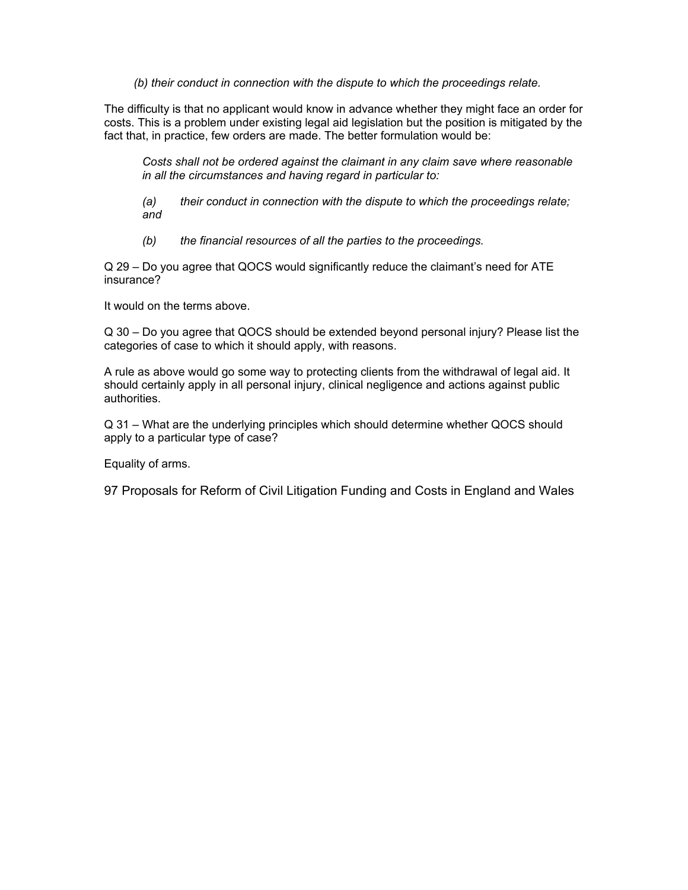*(b) their conduct in connection with the dispute to which the proceedings relate.*

The difficulty is that no applicant would know in advance whether they might face an order for costs. This is a problem under existing legal aid legislation but the position is mitigated by the fact that, in practice, few orders are made. The better formulation would be:

> *Costs shall not be ordered against the claimant in any claim save where reasonable in all the circumstances and having regard in particular to:*
>
> *(a) their conduct in connection with the dispute to which the proceedings relate; and*
>
> *(b) the financial resources of all the parties to the proceedings.*

Q 29 – Do you agree that QOCS would significantly reduce the claimant's need for ATE insurance?

It would on the terms above.

Q 30 – Do you agree that QOCS should be extended beyond personal injury? Please list the categories of case to which it should apply, with reasons.

A rule as above would go some way to protecting clients from the withdrawal of legal aid. It should certainly apply in all personal injury, clinical negligence and actions against public authorities.

Q 31 – What are the underlying principles which should determine whether QOCS should apply to a particular type of case?

Equality of arms.

97 Proposals for Reform of Civil Litigation Funding and Costs in England and Wales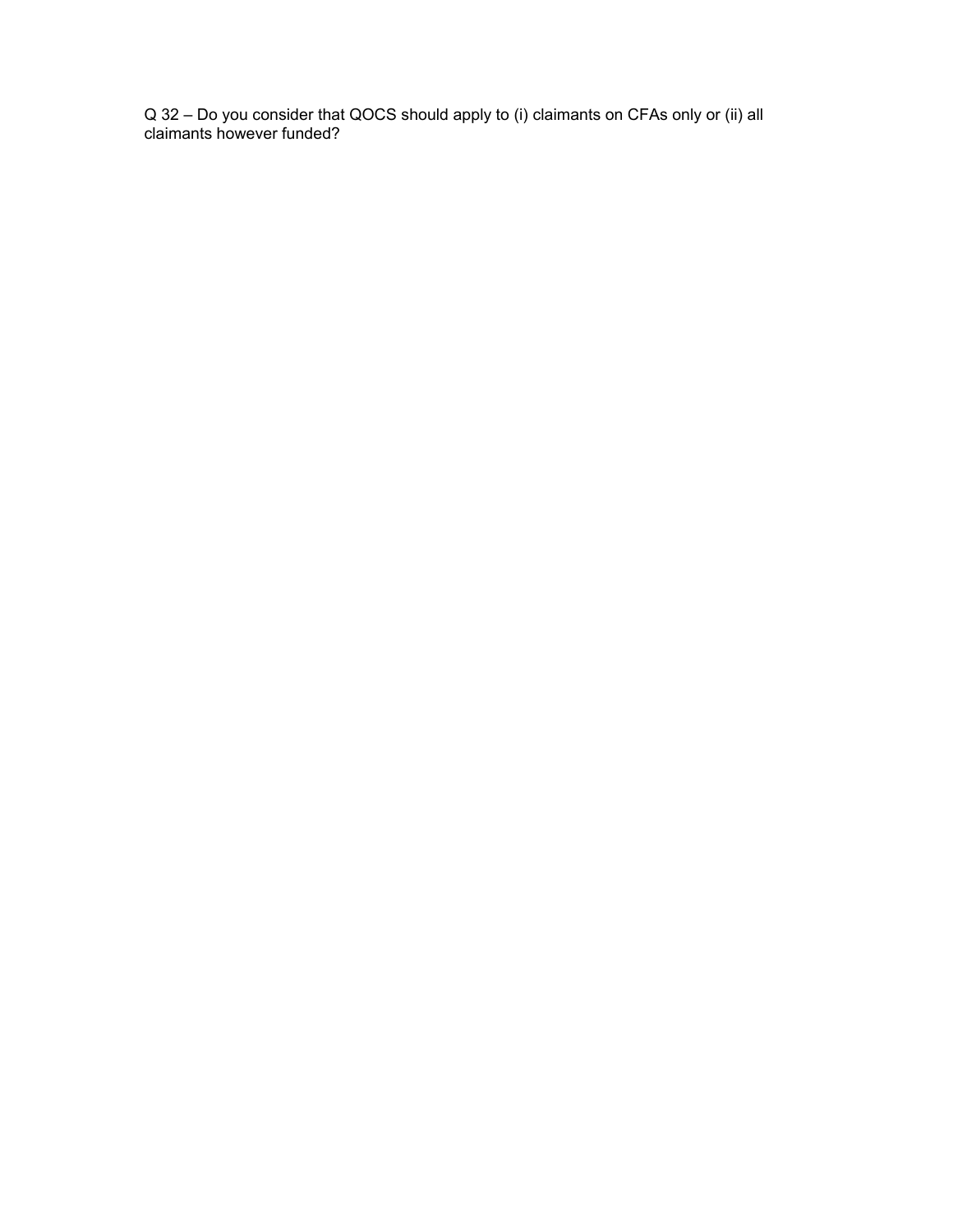Q 32 – Do you consider that QOCS should apply to (i) claimants on CFAs only or (ii) all claimants however funded?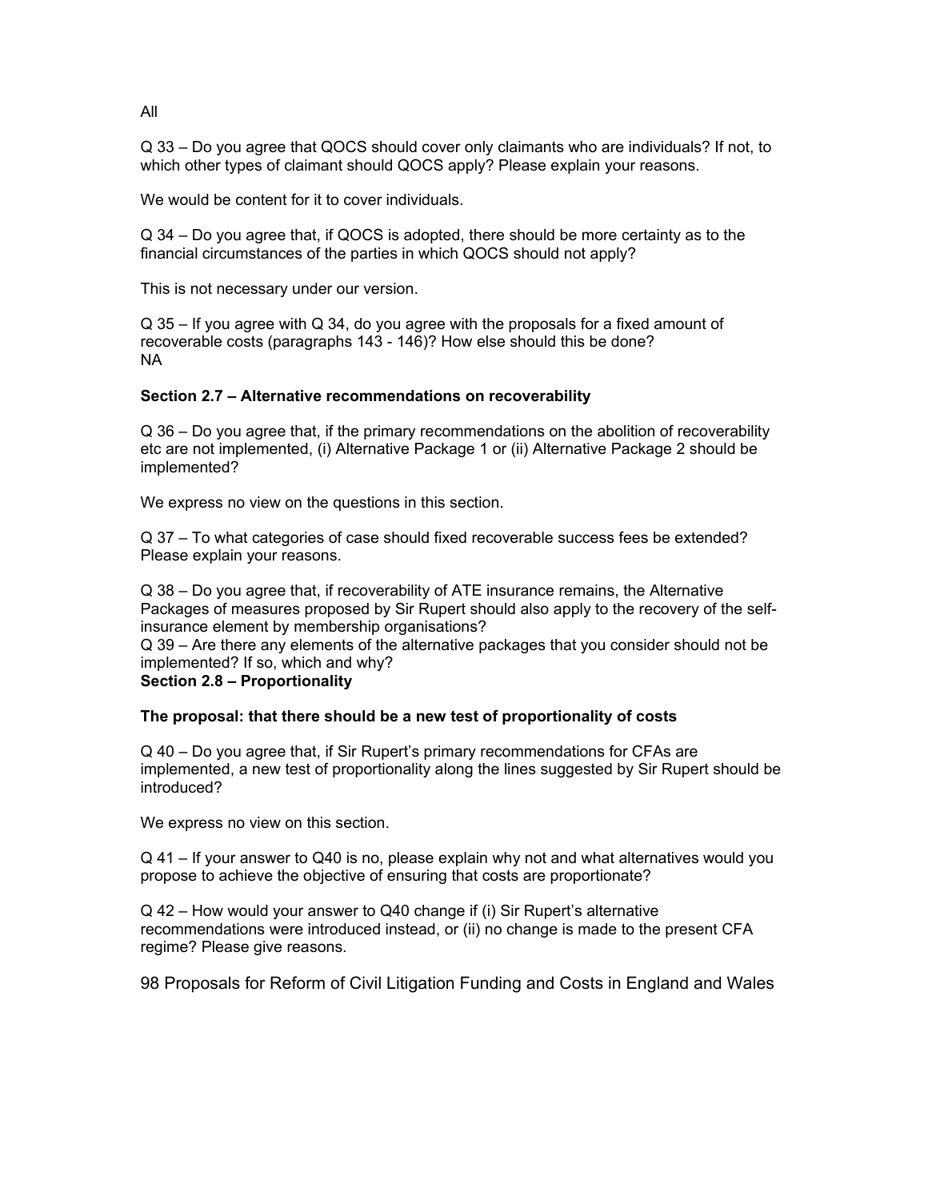All

Q 33 – Do you agree that QOCS should cover only claimants who are individuals? If not, to which other types of claimant should QOCS apply? Please explain your reasons.

We would be content for it to cover individuals.

Q 34 – Do you agree that, if QOCS is adopted, there should be more certainty as to the financial circumstances of the parties in which QOCS should not apply?

This is not necessary under our version.

Q 35 – If you agree with Q 34, do you agree with the proposals for a fixed amount of recoverable costs (paragraphs 143 - 146)? How else should this be done?
NA

**Section 2.7 – Alternative recommendations on recoverability**

Q 36 – Do you agree that, if the primary recommendations on the abolition of recoverability etc are not implemented, (i) Alternative Package 1 or (ii) Alternative Package 2 should be implemented?

We express no view on the questions in this section.

Q 37 – To what categories of case should fixed recoverable success fees be extended? Please explain your reasons.

Q 38 – Do you agree that, if recoverability of ATE insurance remains, the Alternative Packages of measures proposed by Sir Rupert should also apply to the recovery of the self-insurance element by membership organisations?
Q 39 – Are there any elements of the alternative packages that you consider should not be implemented? If so, which and why?

**Section 2.8 – Proportionality**

**The proposal: that there should be a new test of proportionality of costs**

Q 40 – Do you agree that, if Sir Rupert's primary recommendations for CFAs are implemented, a new test of proportionality along the lines suggested by Sir Rupert should be introduced?

We express no view on this section.

Q 41 – If your answer to Q40 is no, please explain why not and what alternatives would you propose to achieve the objective of ensuring that costs are proportionate?

Q 42 – How would your answer to Q40 change if (i) Sir Rupert's alternative recommendations were introduced instead, or (ii) no change is made to the present CFA regime? Please give reasons.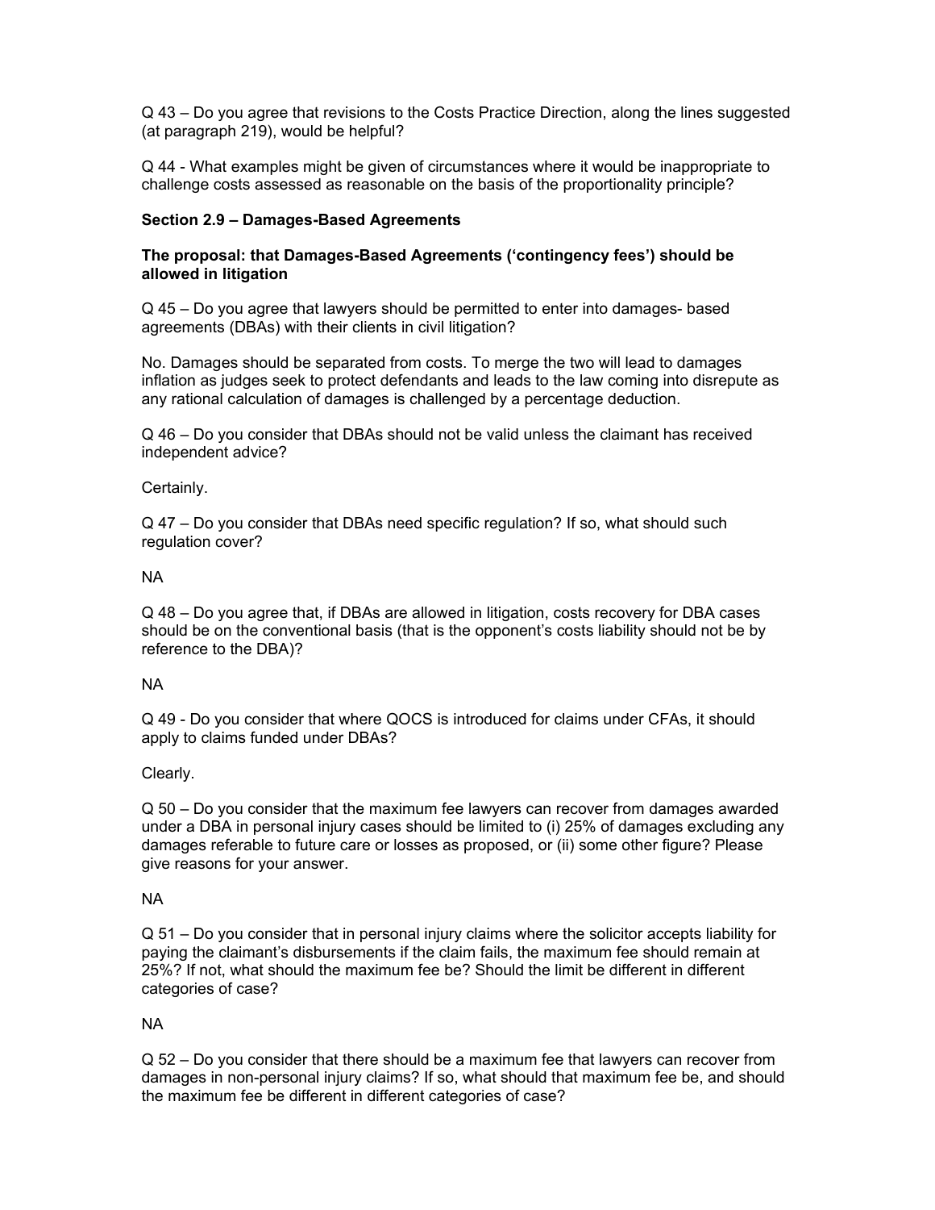Q 43 – Do you agree that revisions to the Costs Practice Direction, along the lines suggested (at paragraph 219), would be helpful?

Q 44 - What examples might be given of circumstances where it would be inappropriate to challenge costs assessed as reasonable on the basis of the proportionality principle?

**Section 2.9 – Damages-Based Agreements**

**The proposal: that Damages-Based Agreements ('contingency fees') should be allowed in litigation**

Q 45 – Do you agree that lawyers should be permitted to enter into damages- based agreements (DBAs) with their clients in civil litigation?

No. Damages should be separated from costs. To merge the two will lead to damages inflation as judges seek to protect defendants and leads to the law coming into disrepute as any rational calculation of damages is challenged by a percentage deduction.

Q 46 – Do you consider that DBAs should not be valid unless the claimant has received independent advice?

Certainly.

Q 47 – Do you consider that DBAs need specific regulation? If so, what should such regulation cover?

NA

Q 48 – Do you agree that, if DBAs are allowed in litigation, costs recovery for DBA cases should be on the conventional basis (that is the opponent's costs liability should not be by reference to the DBA)?

NA

Q 49 - Do you consider that where QOCS is introduced for claims under CFAs, it should apply to claims funded under DBAs?

Clearly.

Q 50 – Do you consider that the maximum fee lawyers can recover from damages awarded under a DBA in personal injury cases should be limited to (i) 25% of damages excluding any damages referable to future care or losses as proposed, or (ii) some other figure? Please give reasons for your answer.

NA

Q 51 – Do you consider that in personal injury claims where the solicitor accepts liability for paying the claimant's disbursements if the claim fails, the maximum fee should remain at 25%? If not, what should the maximum fee be? Should the limit be different in different categories of case?

NA

Q 52 – Do you consider that there should be a maximum fee that lawyers can recover from damages in non-personal injury claims? If so, what should that maximum fee be, and should the maximum fee be different in different categories of case?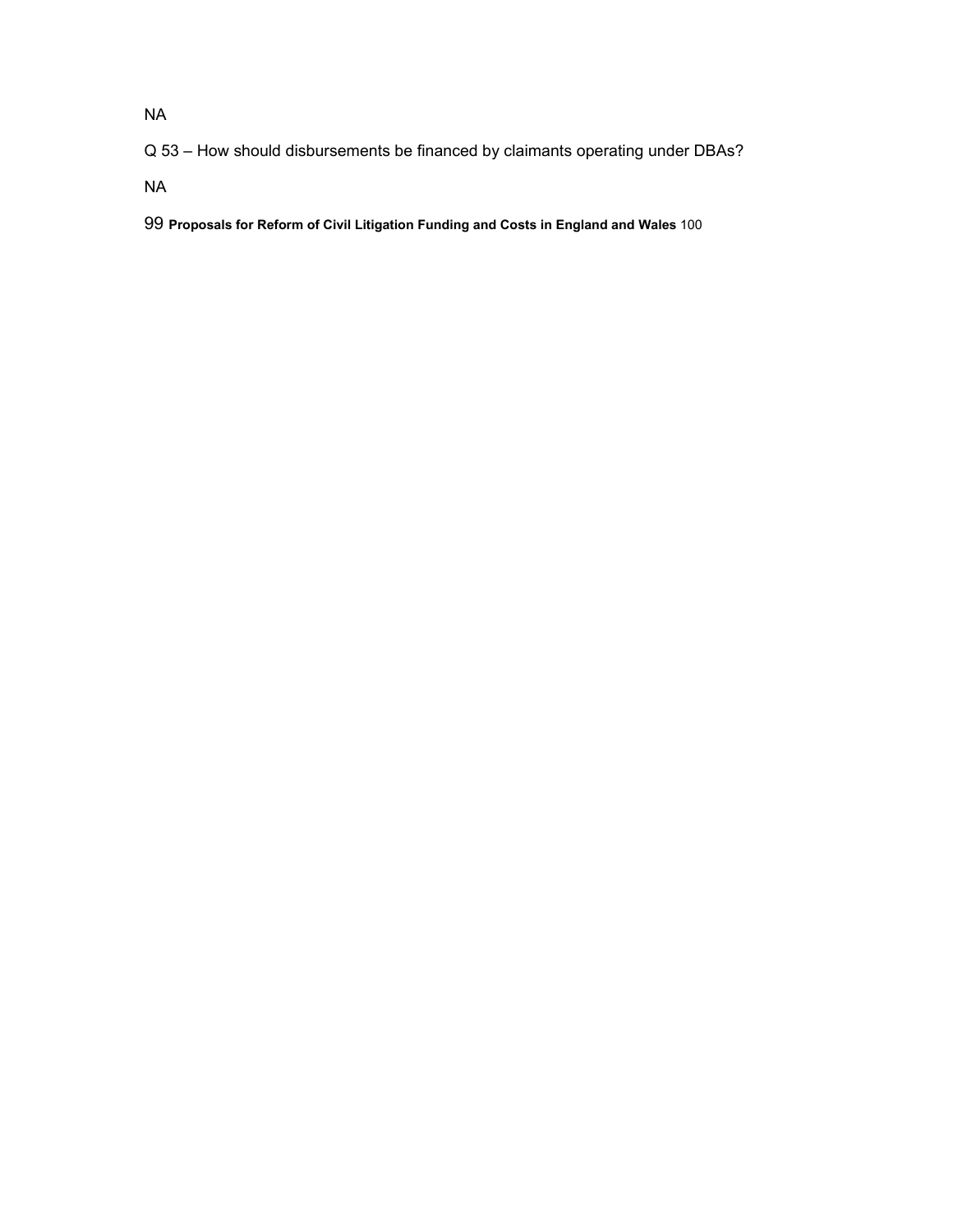NA

Q 53 – How should disbursements be financed by claimants operating under DBAs?

NA

99 **Proposals for Reform of Civil Litigation Funding and Costs in England and Wales** 100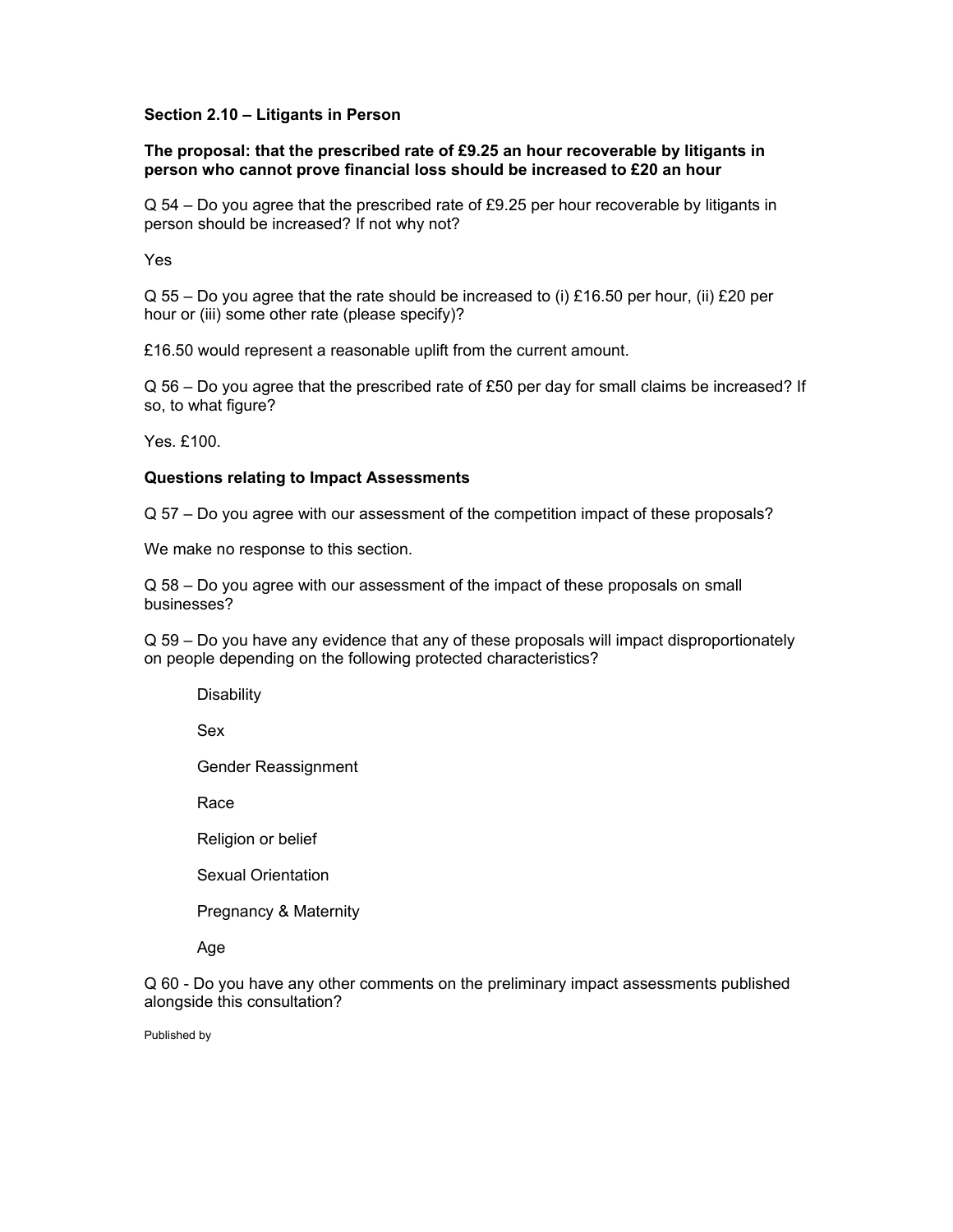**Section 2.10 – Litigants in Person**

**The proposal: that the prescribed rate of £9.25 an hour recoverable by litigants in person who cannot prove financial loss should be increased to £20 an hour**

Q 54 – Do you agree that the prescribed rate of £9.25 per hour recoverable by litigants in person should be increased? If not why not?

Yes

Q 55 – Do you agree that the rate should be increased to (i) £16.50 per hour, (ii) £20 per hour or (iii) some other rate (please specify)?

£16.50 would represent a reasonable uplift from the current amount.

Q 56 – Do you agree that the prescribed rate of £50 per day for small claims be increased? If so, to what figure?

Yes. £100.

**Questions relating to Impact Assessments**

Q 57 – Do you agree with our assessment of the competition impact of these proposals?

We make no response to this section.

Q 58 – Do you agree with our assessment of the impact of these proposals on small businesses?

Q 59 – Do you have any evidence that any of these proposals will impact disproportionately on people depending on the following protected characteristics?

- Disability
- Sex
- Gender Reassignment
- Race
- Religion or belief
- Sexual Orientation
- Pregnancy & Maternity
- Age

Q 60 - Do you have any other comments on the preliminary impact assessments published alongside this consultation?

Published by